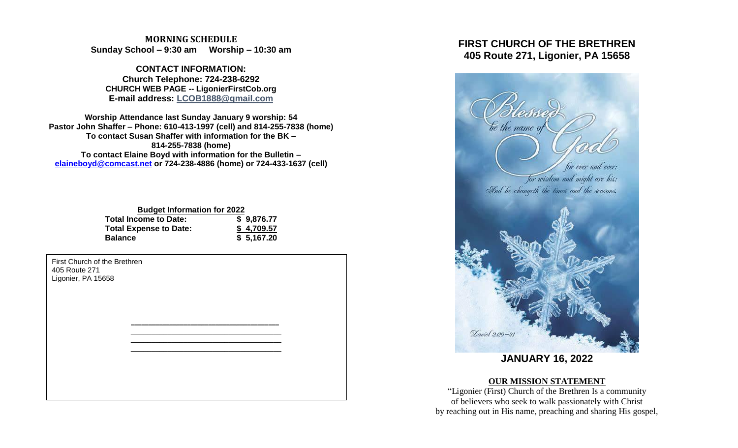**MORNING SCHEDULE**
**Sunday School – 9:30 am Worship – 10:30 am**

**CONTACT INFORMATION:**
**Church Telephone: 724-238-6292**
**CHURCH WEB PAGE -- LigonierFirstCob.org**
**E-mail address: LCOB1888@gmail.com**

**Worship Attendance last Sunday January 9 worship: 54**
**Pastor John Shaffer – Phone: 610-413-1997 (cell) and 814-255-7838 (home)**
**To contact Susan Shaffer with information for the BK – 814-255-7838 (home)**
**To contact Elaine Boyd with information for the Bulletin – elaineboyd@comcast.net or 724-238-4886 (home) or 724-433-1637 (cell)**

**Budget Information for 2022**

| | |
|---|---|
| **Total Income to Date:** | **$ 9,876.77** |
| **Total Expense to Date:** | **$ 4,709.57** |
| **Balance** | **$ 5,167.20** |

First Church of the Brethren
405 Route 271
Ligonier, PA 15658

# FIRST CHURCH OF THE BRETHREN
## 405 Route 271, Ligonier, PA 15658

Blessed be the name of God for ever and ever: for wisdom and might are his: And he changeth the times and the seasons.
Daniel 2:20–21

## JANUARY 16, 2022

**OUR MISSION STATEMENT**

"Ligonier (First) Church of the Brethren Is a community of believers who seek to walk passionately with Christ by reaching out in His name, preaching and sharing His gospel,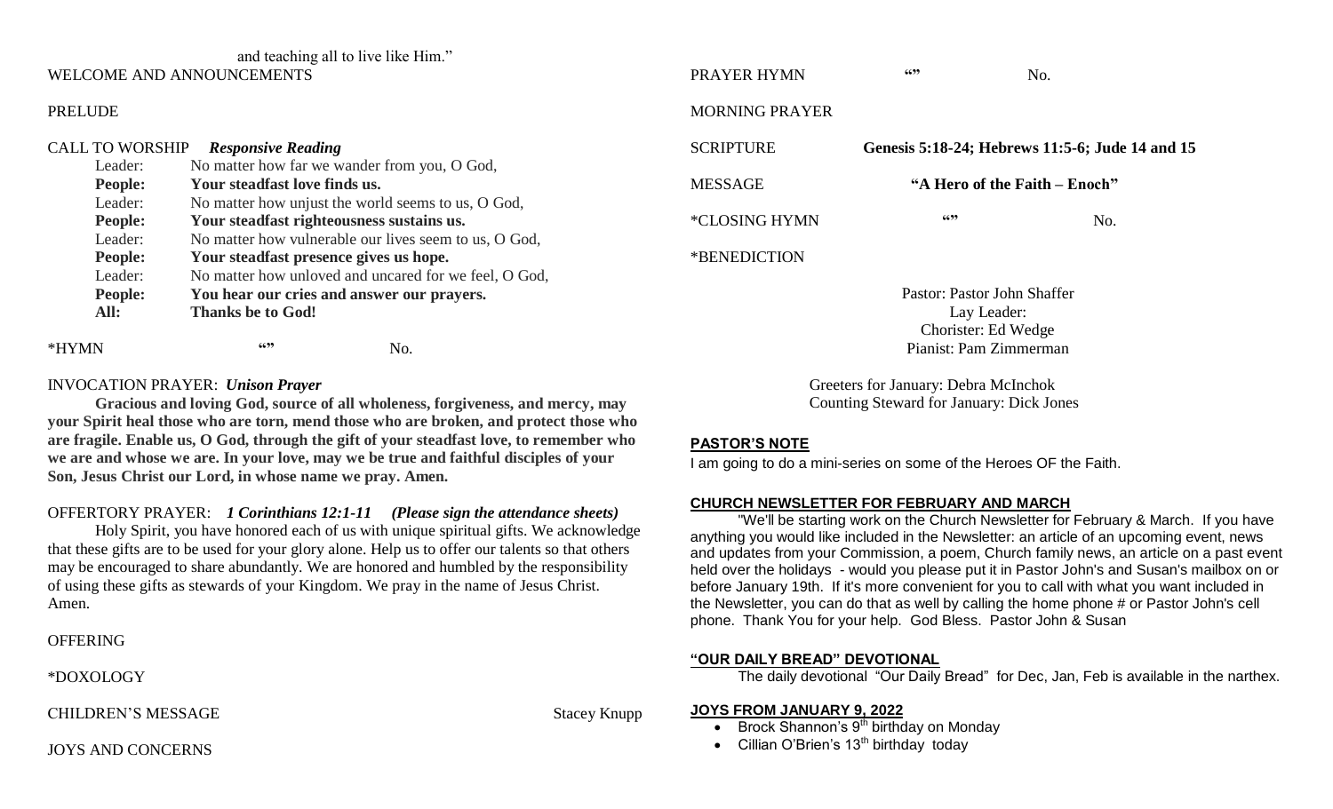and teaching all to live like Him."

WELCOME AND ANNOUNCEMENTS

PRELUDE

CALL TO WORSHIP ***Responsive Reading***

| | |
|---|---|
| Leader: | No matter how far we wander from you, O God, |
| **People:** | **Your steadfast love finds us.** |
| Leader: | No matter how unjust the world seems to us, O God, |
| **People:** | **Your steadfast righteousness sustains us.** |
| Leader: | No matter how vulnerable our lives seem to us, O God, |
| **People:** | **Your steadfast presence gives us hope.** |
| Leader: | No matter how unloved and uncared for we feel, O God, |
| **People:** | **You hear our cries and answer our prayers.** |
| **All:** | **Thanks be to God!** |

*HYMN "" No.

INVOCATION PRAYER: ***Unison Prayer***

**Gracious and loving God, source of all wholeness, forgiveness, and mercy, may your Spirit heal those who are torn, mend those who are broken, and protect those who are fragile. Enable us, O God, through the gift of your steadfast love, to remember who we are and whose we are. In your love, may we be true and faithful disciples of your Son, Jesus Christ our Lord, in whose name we pray. Amen.**

OFFERTORY PRAYER: ***1 Corinthians 12:1-11 (Please sign the attendance sheets)***

Holy Spirit, you have honored each of us with unique spiritual gifts. We acknowledge that these gifts are to be used for your glory alone. Help us to offer our talents so that others may be encouraged to share abundantly. We are honored and humbled by the responsibility of using these gifts as stewards of your Kingdom. We pray in the name of Jesus Christ. Amen.

OFFERING

*DOXOLOGY

CHILDREN'S MESSAGE Stacey Knupp

JOYS AND CONCERNS

PRAYER HYMN "" No.

MORNING PRAYER

SCRIPTURE **Genesis 5:18-24; Hebrews 11:5-6; Jude 14 and 15**

MESSAGE **"A Hero of the Faith – Enoch"**

*CLOSING HYMN "" No.

*BENEDICTION

Pastor: Pastor John Shaffer
Lay Leader:
Chorister: Ed Wedge
Pianist: Pam Zimmerman

Greeters for January: Debra McInchok
Counting Steward for January: Dick Jones

## PASTOR'S NOTE

I am going to do a mini-series on some of the Heroes OF the Faith.

## CHURCH NEWSLETTER FOR FEBRUARY AND MARCH

"We'll be starting work on the Church Newsletter for February & March. If you have anything you would like included in the Newsletter: an article of an upcoming event, news and updates from your Commission, a poem, Church family news, an article on a past event held over the holidays - would you please put it in Pastor John's and Susan's mailbox on or before January 19th. If it's more convenient for you to call with what you want included in the Newsletter, you can do that as well by calling the home phone # or Pastor John's cell phone. Thank You for your help. God Bless. Pastor John & Susan

## "OUR DAILY BREAD" DEVOTIONAL

The daily devotional "Our Daily Bread" for Dec, Jan, Feb is available in the narthex.

## JOYS FROM JANUARY 9, 2022

- Brock Shannon's 9th birthday on Monday
- Cillian O'Brien's 13th birthday today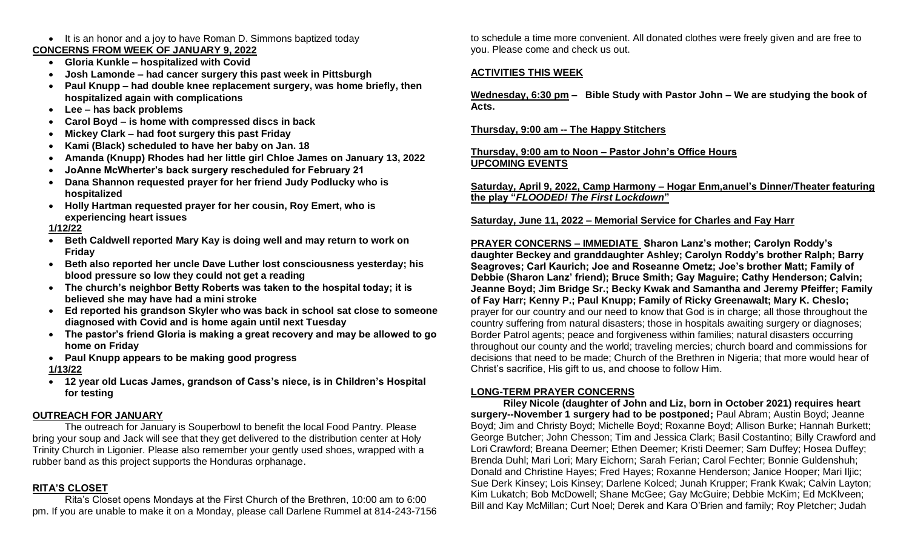- It is an honor and a joy to have Roman D. Simmons baptized today

**CONCERNS FROM WEEK OF JANUARY 9, 2022**

- **Gloria Kunkle – hospitalized with Covid**
- **Josh Lamonde – had cancer surgery this past week in Pittsburgh**
- **Paul Knupp – had double knee replacement surgery, was home briefly, then hospitalized again with complications**
- **Lee – has back problems**
- **Carol Boyd – is home with compressed discs in back**
- **Mickey Clark – had foot surgery this past Friday**
- **Kami (Black) scheduled to have her baby on Jan. 18**
- **Amanda (Knupp) Rhodes had her little girl Chloe James on January 13, 2022**
- **JoAnne McWherter's back surgery rescheduled for February 21**
- **Dana Shannon requested prayer for her friend Judy Podlucky who is hospitalized**
- **Holly Hartman requested prayer for her cousin, Roy Emert, who is experiencing heart issues**

**1/12/22**

- **Beth Caldwell reported Mary Kay is doing well and may return to work on Friday**
- **Beth also reported her uncle Dave Luther lost consciousness yesterday; his blood pressure so low they could not get a reading**
- **The church's neighbor Betty Roberts was taken to the hospital today; it is believed she may have had a mini stroke**
- **Ed reported his grandson Skyler who was back in school sat close to someone diagnosed with Covid and is home again until next Tuesday**
- **The pastor's friend Gloria is making a great recovery and may be allowed to go home on Friday**
- **Paul Knupp appears to be making good progress**

**1/13/22**

- **12 year old Lucas James, grandson of Cass's niece, is in Children's Hospital for testing**

## OUTREACH FOR JANUARY

The outreach for January is Souperbowl to benefit the local Food Pantry. Please bring your soup and Jack will see that they get delivered to the distribution center at Holy Trinity Church in Ligonier. Please also remember your gently used shoes, wrapped with a rubber band as this project supports the Honduras orphanage.

## RITA'S CLOSET

Rita's Closet opens Mondays at the First Church of the Brethren, 10:00 am to 6:00 pm. If you are unable to make it on a Monday, please call Darlene Rummel at 814-243-7156 to schedule a time more convenient. All donated clothes were freely given and are free to you. Please come and check us out.

## ACTIVITIES THIS WEEK

**Wednesday, 6:30 pm – Bible Study with Pastor John – We are studying the book of Acts.**

**Thursday, 9:00 am -- The Happy Stitchers**

**Thursday, 9:00 am to Noon – Pastor John's Office Hours**

## UPCOMING EVENTS

**Saturday, April 9, 2022, Camp Harmony – Hogar Enm,anuel's Dinner/Theater featuring the play "*FLOODED! The First Lockdown*"**

**Saturday, June 11, 2022 – Memorial Service for Charles and Fay Harr**

**PRAYER CONCERNS – IMMEDIATE Sharon Lanz's mother; Carolyn Roddy's daughter Beckey and granddaughter Ashley; Carolyn Roddy's brother Ralph; Barry Seagroves; Carl Kaurich; Joe and Roseanne Ometz; Joe's brother Matt; Family of Debbie (Sharon Lanz' friend); Bruce Smith; Gay Maguire; Cathy Henderson; Calvin; Jeanne Boyd; Jim Bridge Sr.; Becky Kwak and Samantha and Jeremy Pfeiffer; Family of Fay Harr; Kenny P.; Paul Knupp; Family of Ricky Greenawalt; Mary K. Cheslo;** prayer for our country and our need to know that God is in charge; all those throughout the country suffering from natural disasters; those in hospitals awaiting surgery or diagnoses; Border Patrol agents; peace and forgiveness within families; natural disasters occurring throughout our county and the world; traveling mercies; church board and commissions for decisions that need to be made; Church of the Brethren in Nigeria; that more would hear of Christ's sacrifice, His gift to us, and choose to follow Him.

## LONG-TERM PRAYER CONCERNS

**Riley Nicole (daughter of John and Liz, born in October 2021) requires heart surgery--November 1 surgery had to be postponed;** Paul Abram; Austin Boyd; Jeanne Boyd; Jim and Christy Boyd; Michelle Boyd; Roxanne Boyd; Allison Burke; Hannah Burkett; George Butcher; John Chesson; Tim and Jessica Clark; Basil Costantino; Billy Crawford and Lori Crawford; Breana Deemer; Ethen Deemer; Kristi Deemer; Sam Duffey; Hosea Duffey; Brenda Duhl; Mari Lori; Mary Eichorn; Sarah Ferian; Carol Fechter; Bonnie Guldenshuh; Donald and Christine Hayes; Fred Hayes; Roxanne Henderson; Janice Hooper; Mari Iljic; Sue Derk Kinsey; Lois Kinsey; Darlene Kolced; Junah Krupper; Frank Kwak; Calvin Layton; Kim Lukatch; Bob McDowell; Shane McGee; Gay McGuire; Debbie McKim; Ed McKlveen; Bill and Kay McMillan; Curt Noel; Derek and Kara O'Brien and family; Roy Pletcher; Judah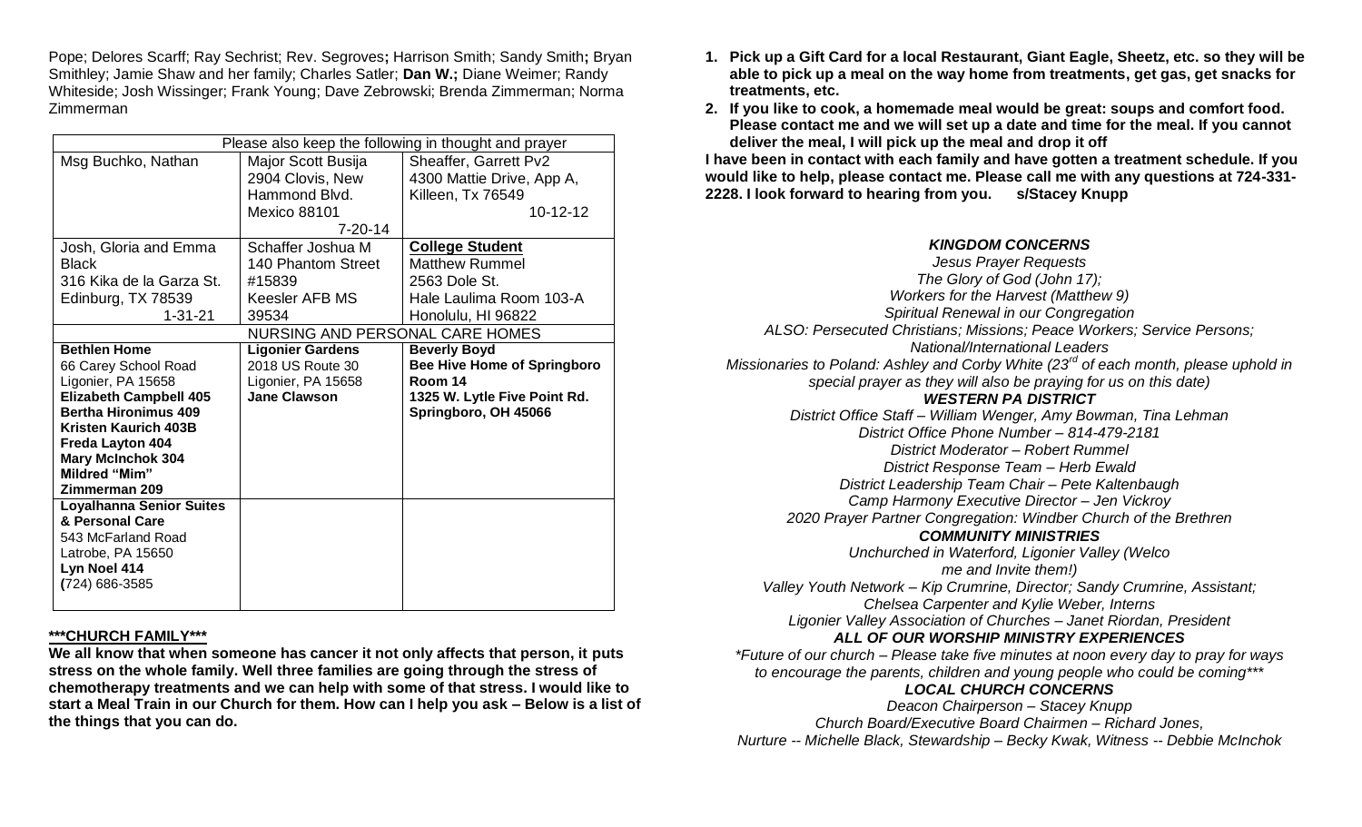Pope; Delores Scarff; Ray Sechrist; Rev. Segroves**;** Harrison Smith; Sandy Smith**;** Bryan Smithley; Jamie Shaw and her family; Charles Satler; **Dan W.;** Diane Weimer; Randy Whiteside; Josh Wissinger; Frank Young; Dave Zebrowski; Brenda Zimmerman; Norma Zimmerman

| Please also keep the following in thought and prayer | | |
|---|---|---|
| Msg Buchko, Nathan | Major Scott Busija<br>2904 Clovis, New Hammond Blvd. Mexico 88101<br>7-20-14 | Sheaffer, Garrett Pv2<br>4300 Mattie Drive, App A, Killeen, Tx 76549<br>10-12-12 |
| Josh, Gloria and Emma Black<br>316 Kika de la Garza St.<br>Edinburg, TX 78539<br>1-31-21 | Schaffer Joshua M<br>140 Phantom Street #15839<br>Keesler AFB MS 39534 | **College Student**<br>Matthew Rummel<br>2563 Dole St.<br>Hale Laulima Room 103-A<br>Honolulu, HI 96822 |
| NURSING AND PERSONAL CARE HOMES | | |
| **Bethlen Home**<br>66 Carey School Road<br>Ligonier, PA 15658<br>**Elizabeth Campbell 405**<br>**Bertha Hironimus 409**<br>**Kristen Kaurich 403B**<br>**Freda Layton 404**<br>**Mary McInchok 304**<br>**Mildred "Mim" Zimmerman 209** | **Ligonier Gardens**<br>2018 US Route 30<br>Ligonier, PA 15658<br>**Jane Clawson** | **Beverly Boyd**<br>**Bee Hive Home of Springboro Room 14**<br>**1325 W. Lytle Five Point Rd.**<br>**Springboro, OH 45066** |
| **Loyalhanna Senior Suites & Personal Care**<br>543 McFarland Road<br>Latrobe, PA 15650<br>**Lyn Noel 414**<br>**(**724) 686-3585 | | |

**\*\*\*CHURCH FAMILY\*\*\***

**We all know that when someone has cancer it not only affects that person, it puts stress on the whole family. Well three families are going through the stress of chemotherapy treatments and we can help with some of that stress. I would like to start a Meal Train in our Church for them. How can I help you ask – Below is a list of the things that you can do.**

1. **Pick up a Gift Card for a local Restaurant, Giant Eagle, Sheetz, etc. so they will be able to pick up a meal on the way home from treatments, get gas, get snacks for treatments, etc.**
2. **If you like to cook, a homemade meal would be great: soups and comfort food. Please contact me and we will set up a date and time for the meal. If you cannot deliver the meal, I will pick up the meal and drop it off**

**I have been in contact with each family and have gotten a treatment schedule. If you would like to help, please contact me. Please call me with any questions at 724-331-2228. I look forward to hearing from you. s/Stacey Knupp**

***KINGDOM CONCERNS***

*Jesus Prayer Requests*
*The Glory of God (John 17);*
*Workers for the Harvest (Matthew 9)*
*Spiritual Renewal in our Congregation*
*ALSO: Persecuted Christians; Missions; Peace Workers; Service Persons; National/International Leaders*
*Missionaries to Poland: Ashley and Corby White (23rd of each month, please uphold in special prayer as they will also be praying for us on this date)*

***WESTERN PA DISTRICT***

*District Office Staff – William Wenger, Amy Bowman, Tina Lehman*
*District Office Phone Number – 814-479-2181*
*District Moderator – Robert Rummel*
*District Response Team – Herb Ewald*
*District Leadership Team Chair – Pete Kaltenbaugh*
*Camp Harmony Executive Director – Jen Vickroy*
*2020 Prayer Partner Congregation: Windber Church of the Brethren*

***COMMUNITY MINISTRIES***

*Unchurched in Waterford, Ligonier Valley (Welcome and Invite them!)*
*Valley Youth Network – Kip Crumrine, Director; Sandy Crumrine, Assistant; Chelsea Carpenter and Kylie Weber, Interns*
*Ligonier Valley Association of Churches – Janet Riordan, President*

***ALL OF OUR WORSHIP MINISTRY EXPERIENCES***

*\*Future of our church – Please take five minutes at noon every day to pray for ways to encourage the parents, children and young people who could be coming\*\*\**

***LOCAL CHURCH CONCERNS***

*Deacon Chairperson – Stacey Knupp*
*Church Board/Executive Board Chairmen – Richard Jones,*
*Nurture -- Michelle Black, Stewardship – Becky Kwak, Witness -- Debbie McInchok*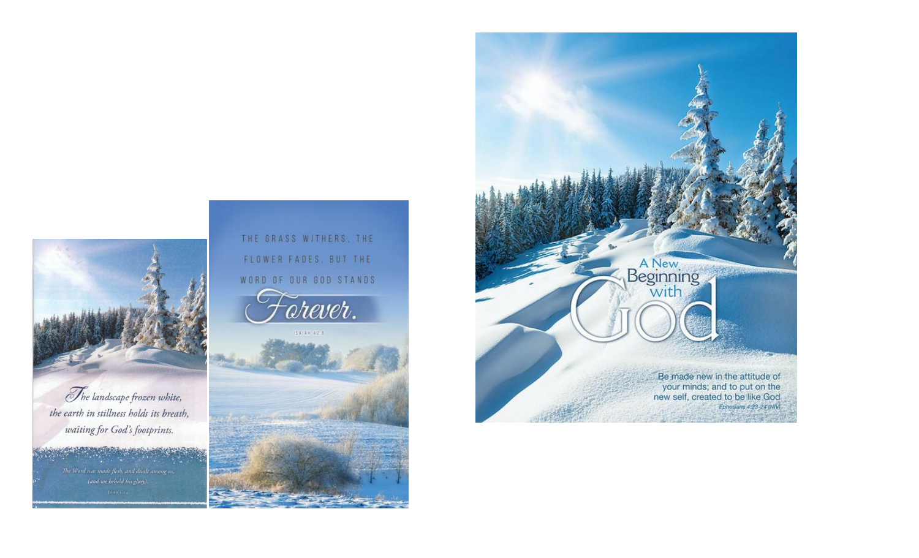The landscape frozen white,
the earth in stillness holds its breath,
waiting for God's footprints.

The Word was made flesh, and dwelt among us,
(and we beheld his glory).
John 1:14

THE GRASS WITHERS, THE FLOWER FADES, BUT THE WORD OF OUR GOD STANDS

Forever.

ISAIAH 40:8

A New Beginning with God

Be made new in the attitude of your minds; and to put on the new self, created to be like God

Ephesians 4:23-24 (NIV)